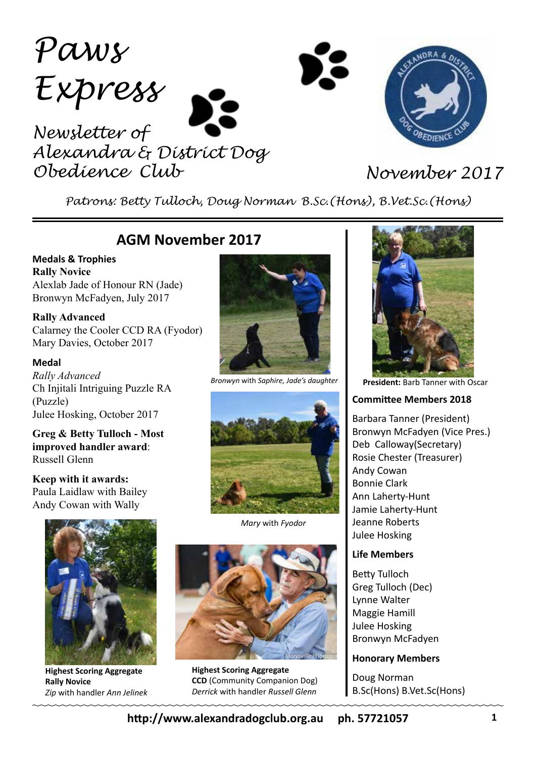# Paws Express

Newsletter of Alexandra & District Dog Obedience Club

November 2017

*Patrons: Betty Tulloch, Doug Norman B.Sc.(Hons), B.Vet.Sc.(Hons)*

## AGM November 2017

**Medals & Trophies**

**Rally Novice**
Alexlab Jade of Honour RN (Jade)
Bronwyn McFadyen, July 2017

**Rally Advanced**
Calarney the Cooler CCD RA (Fyodor)
Mary Davies, October 2017

**Medal**
*Rally Advanced*
Ch Injitali Intriguing Puzzle RA (Puzzle)
Julee Hosking, October 2017

**Greg & Betty Tulloch - Most improved handler award**:
Russell Glenn

**Keep with it awards:**
Paula Laidlaw with Bailey
Andy Cowan with Wally

*Bronwyn* with *Saphire, Jade's daughter*

*Mary* with *Fyodor*

**Highest Scoring Aggregate**
**Rally Novice**
*Zip* with handler *Ann Jelinek*

**Highest Scoring Aggregate**
**CCD** (Community Companion Dog)
*Derrick* with handler *Russell Glenn*

**President:** Barb Tanner with Oscar

### Committee Members 2018

Barbara Tanner (President)
Bronwyn McFadyen (Vice Pres.)
Deb Calloway(Secretary)
Rosie Chester (Treasurer)
Andy Cowan
Bonnie Clark
Ann Laherty-Hunt
Jamie Laherty-Hunt
Jeanne Roberts
Julee Hosking

### Life Members

Betty Tulloch
Greg Tulloch (Dec)
Lynne Walter
Maggie Hamill
Julee Hosking
Bronwyn McFadyen

### Honorary Members

Doug Norman
B.Sc(Hons) B.Vet.Sc(Hons)

**http://www.alexandradogclub.org.au ph. 57721057**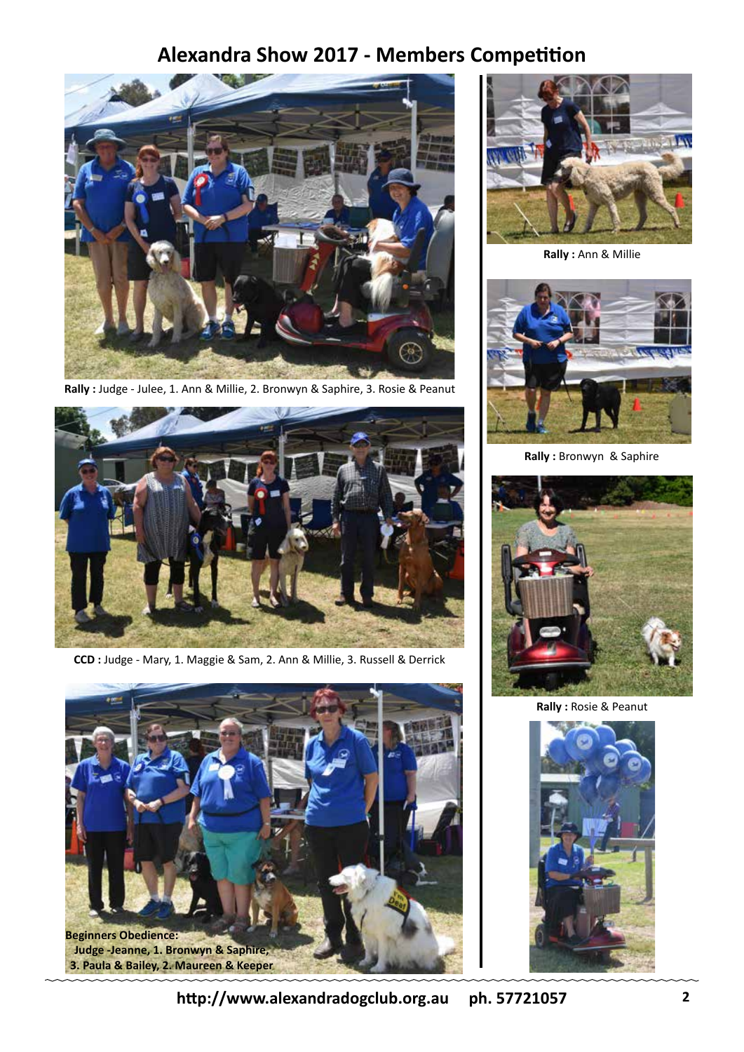# Alexandra Show 2017 - Members Competition

**Rally :** Judge - Julee, 1. Ann & Millie, 2. Bronwyn & Saphire, 3. Rosie & Peanut

**CCD :** Judge - Mary, 1. Maggie & Sam, 2. Ann & Millie, 3. Russell & Derrick

**Beginners Obedience: Judge -Jeanne, 1. Bronwyn & Saphire, 3. Paula & Bailey, 2. Maureen & Keeper**

**Rally :** Ann & Millie

**Rally :** Bronwyn & Saphire

**Rally :** Rosie & Peanut

**http://www.alexandradogclub.org.au ph. 57721057**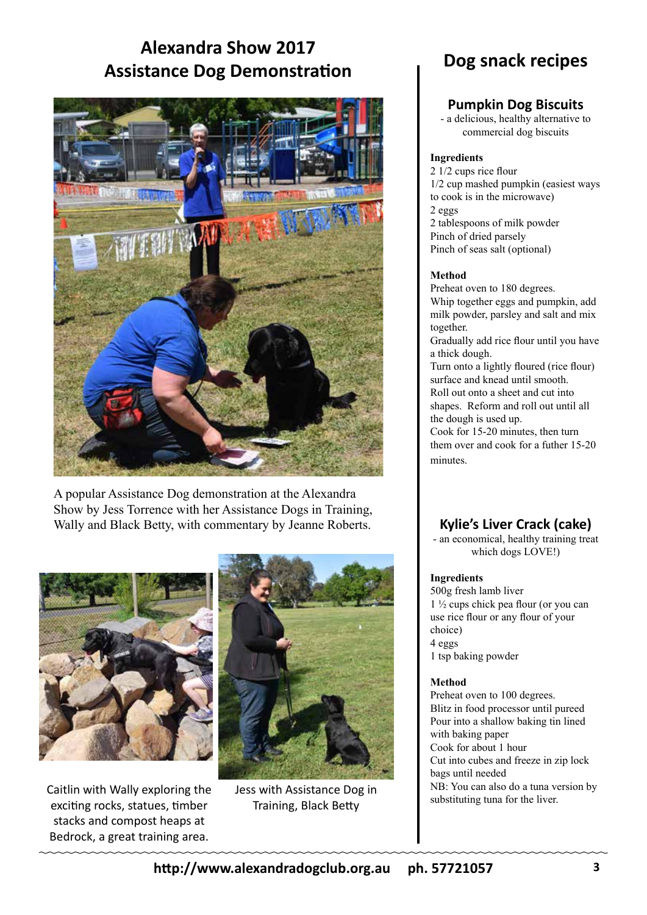## Alexandra Show 2017 Assistance Dog Demonstration

A popular Assistance Dog demonstration at the Alexandra Show by Jess Torrence with her Assistance Dogs in Training, Wally and Black Betty, with commentary by Jeanne Roberts.

Caitlin with Wally exploring the exciting rocks, statues, timber stacks and compost heaps at Bedrock, a great training area.

Jess with Assistance Dog in Training, Black Betty

## Dog snack recipes

### Pumpkin Dog Biscuits

- a delicious, healthy alternative to commercial dog biscuits

**Ingredients**

2 1/2 cups rice flour
1/2 cup mashed pumpkin (easiest ways to cook is in the microwave)
2 eggs
2 tablespoons of milk powder
Pinch of dried parsely
Pinch of seas salt (optional)

**Method**

Preheat oven to 180 degrees.
Whip together eggs and pumpkin, add milk powder, parsley and salt and mix together.
Gradually add rice flour until you have a thick dough.
Turn onto a lightly floured (rice flour) surface and knead until smooth.
Roll out onto a sheet and cut into shapes. Reform and roll out until all the dough is used up.
Cook for 15-20 minutes, then turn them over and cook for a futher 15-20 minutes.

### Kylie's Liver Crack (cake)

- an economical, healthy training treat which dogs LOVE!)

**Ingredients**

500g fresh lamb liver
1 ½ cups chick pea flour (or you can use rice flour or any flour of your choice)
4 eggs
1 tsp baking powder

**Method**

Preheat oven to 100 degrees.
Blitz in food processor until pureed
Pour into a shallow baking tin lined with baking paper
Cook for about 1 hour
Cut into cubes and freeze in zip lock bags until needed
NB: You can also do a tuna version by substituting tuna for the liver.

http://www.alexandradogclub.org.au ph. 57721057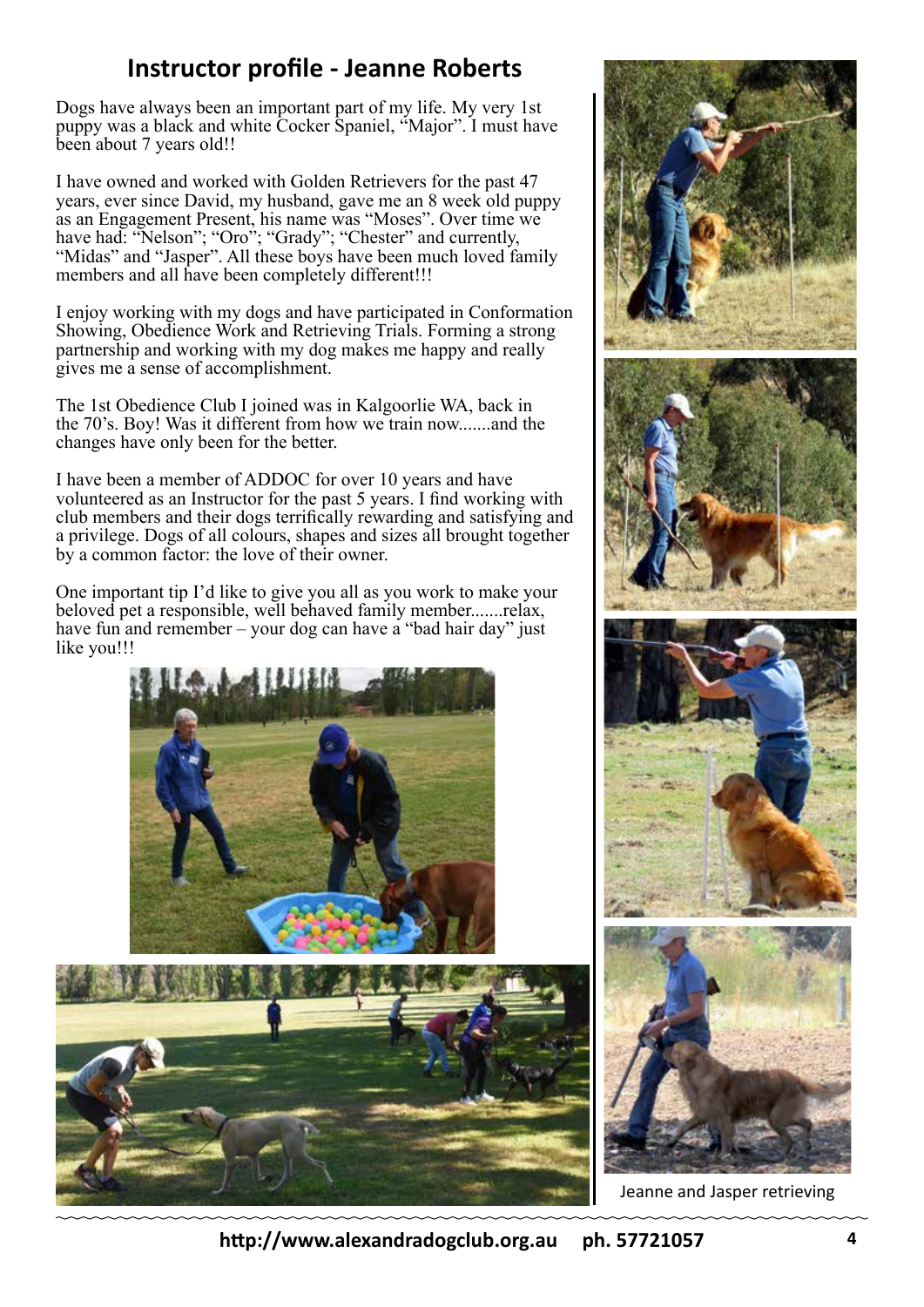## Instructor profile - Jeanne Roberts

Dogs have always been an important part of my life. My very 1st puppy was a black and white Cocker Spaniel, "Major". I must have been about 7 years old!!

I have owned and worked with Golden Retrievers for the past 47 years, ever since David, my husband, gave me an 8 week old puppy as an Engagement Present, his name was "Moses". Over time we have had: "Nelson"; "Oro"; "Grady"; "Chester" and currently, "Midas" and "Jasper". All these boys have been much loved family members and all have been completely different!!!

I enjoy working with my dogs and have participated in Conformation Showing, Obedience Work and Retrieving Trials. Forming a strong partnership and working with my dog makes me happy and really gives me a sense of accomplishment.

The 1st Obedience Club I joined was in Kalgoorlie WA, back in the 70's. Boy! Was it different from how we train now.......and the changes have only been for the better.

I have been a member of ADDOC for over 10 years and have volunteered as an Instructor for the past 5 years. I find working with club members and their dogs terrifically rewarding and satisfying and a privilege. Dogs of all colours, shapes and sizes all brought together by a common factor: the love of their owner.

One important tip I'd like to give you all as you work to make your beloved pet a responsible, well behaved family member.......relax, have fun and remember – your dog can have a "bad hair day" just like you!!!

Jeanne and Jasper retrieving

**http://www.alexandradogclub.org.au ph. 57721057**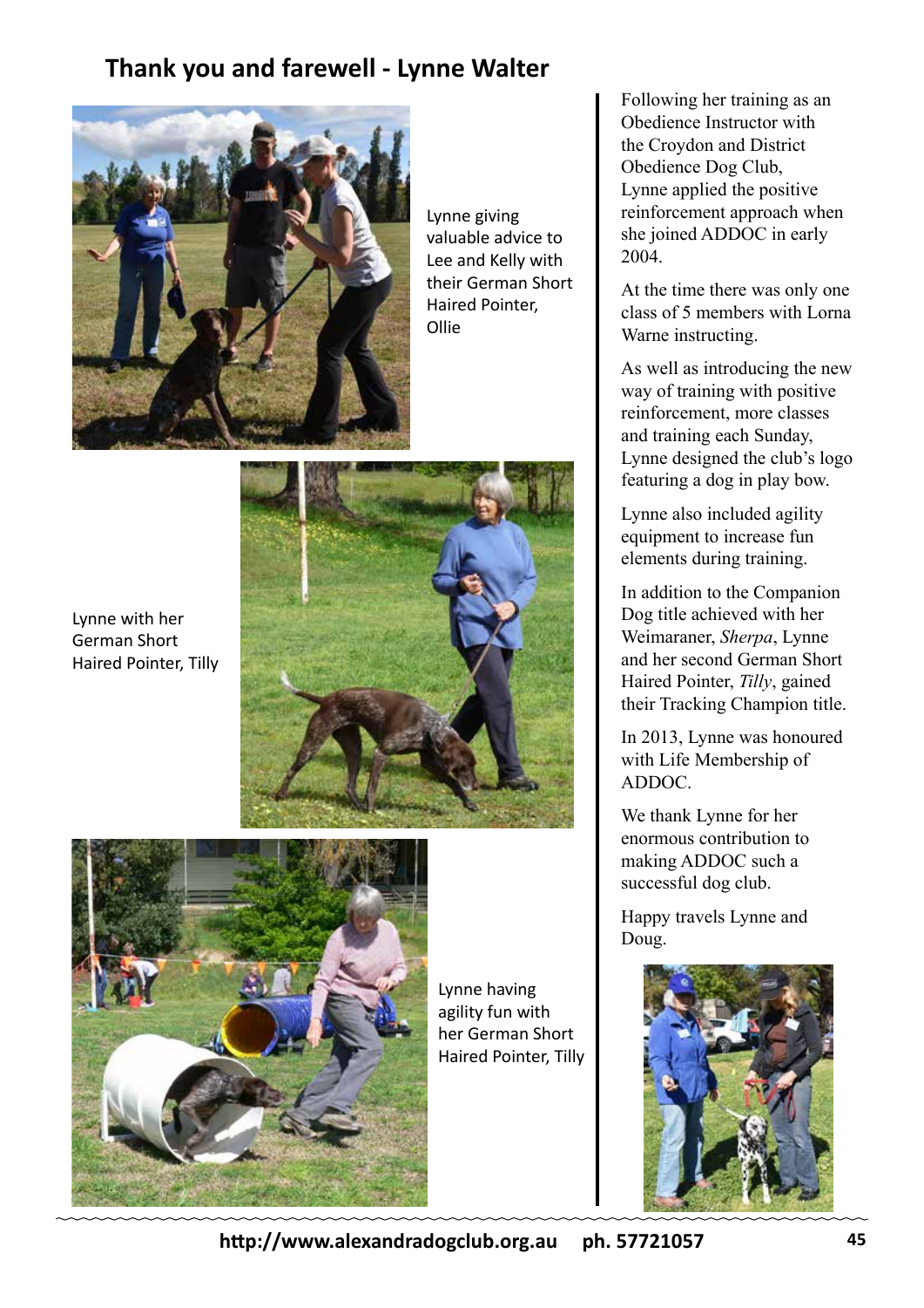## Thank you and farewell - Lynne Walter

Lynne giving valuable advice to Lee and Kelly with their German Short Haired Pointer, Ollie

Lynne with her German Short Haired Pointer, Tilly

Lynne having agility fun with her German Short Haired Pointer, Tilly

Following her training as an Obedience Instructor with the Croydon and District Obedience Dog Club, Lynne applied the positive reinforcement approach when she joined ADDOC in early 2004.

At the time there was only one class of 5 members with Lorna Warne instructing.

As well as introducing the new way of training with positive reinforcement, more classes and training each Sunday, Lynne designed the club's logo featuring a dog in play bow.

Lynne also included agility equipment to increase fun elements during training.

In addition to the Companion Dog title achieved with her Weimaraner, *Sherpa*, Lynne and her second German Short Haired Pointer, *Tilly*, gained their Tracking Champion title.

In 2013, Lynne was honoured with Life Membership of ADDOC.

We thank Lynne for her enormous contribution to making ADDOC such a successful dog club.

Happy travels Lynne and Doug.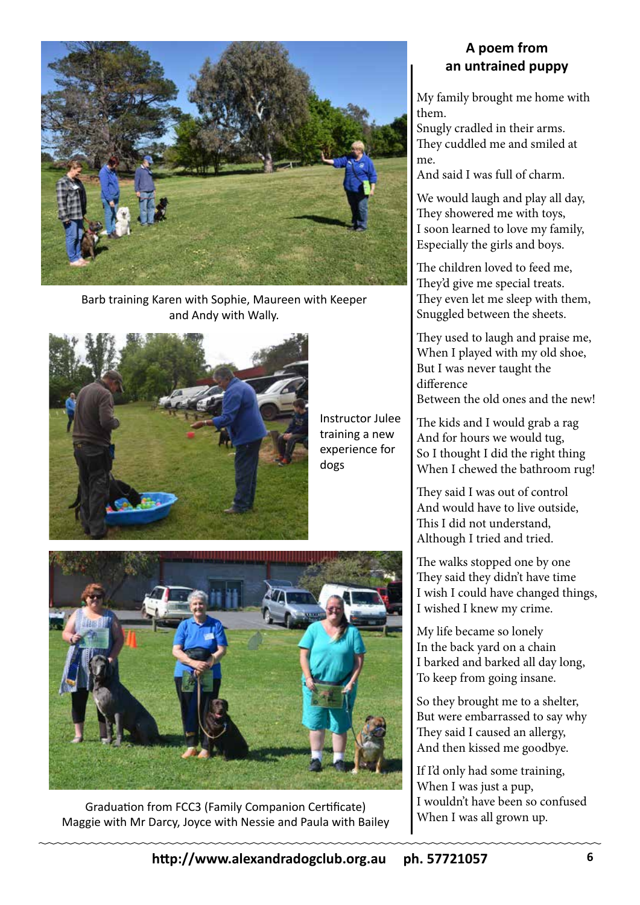Barb training Karen with Sophie, Maureen with Keeper and Andy with Wally.

Instructor Julee training a new experience for dogs

Graduation from FCC3 (Family Companion Certificate) Maggie with Mr Darcy, Joyce with Nessie and Paula with Bailey

## A poem from an untrained puppy

My family brought me home with them.
Snugly cradled in their arms.
They cuddled me and smiled at me.
And said I was full of charm.

We would laugh and play all day,
They showered me with toys,
I soon learned to love my family,
Especially the girls and boys.

The children loved to feed me,
They'd give me special treats.
They even let me sleep with them,
Snuggled between the sheets.

They used to laugh and praise me,
When I played with my old shoe,
But I was never taught the difference
Between the old ones and the new!

The kids and I would grab a rag
And for hours we would tug,
So I thought I did the right thing
When I chewed the bathroom rug!

They said I was out of control
And would have to live outside,
This I did not understand,
Although I tried and tried.

The walks stopped one by one
They said they didn't have time
I wish I could have changed things,
I wished I knew my crime.

My life became so lonely
In the back yard on a chain
I barked and barked all day long,
To keep from going insane.

So they brought me to a shelter,
But were embarrassed to say why
They said I caused an allergy,
And then kissed me goodbye.

If I'd only had some training,
When I was just a pup,
I wouldn't have been so confused
When I was all grown up.

**http://www.alexandradogclub.org.au ph. 57721057**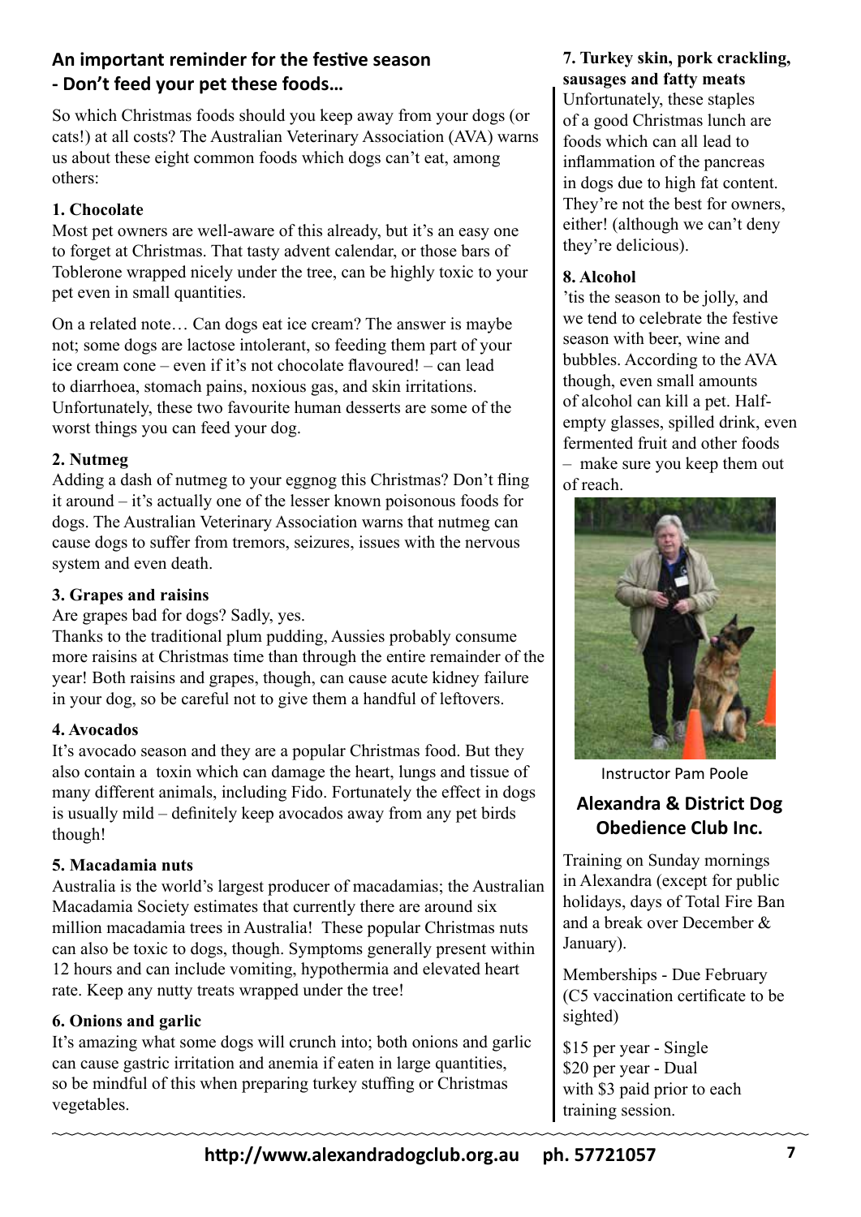## An important reminder for the festive season - Don't feed your pet these foods…

So which Christmas foods should you keep away from your dogs (or cats!) at all costs? The Australian Veterinary Association (AVA) warns us about these eight common foods which dogs can't eat, among others:

**1. Chocolate**

Most pet owners are well-aware of this already, but it's an easy one to forget at Christmas. That tasty advent calendar, or those bars of Toblerone wrapped nicely under the tree, can be highly toxic to your pet even in small quantities.

On a related note… Can dogs eat ice cream? The answer is maybe not; some dogs are lactose intolerant, so feeding them part of your ice cream cone – even if it's not chocolate flavoured! – can lead to diarrhoea, stomach pains, noxious gas, and skin irritations. Unfortunately, these two favourite human desserts are some of the worst things you can feed your dog.

**2. Nutmeg**

Adding a dash of nutmeg to your eggnog this Christmas? Don't fling it around – it's actually one of the lesser known poisonous foods for dogs. The Australian Veterinary Association warns that nutmeg can cause dogs to suffer from tremors, seizures, issues with the nervous system and even death.

**3. Grapes and raisins**

Are grapes bad for dogs? Sadly, yes.

Thanks to the traditional plum pudding, Aussies probably consume more raisins at Christmas time than through the entire remainder of the year! Both raisins and grapes, though, can cause acute kidney failure in your dog, so be careful not to give them a handful of leftovers.

**4. Avocados**

It's avocado season and they are a popular Christmas food. But they also contain a toxin which can damage the heart, lungs and tissue of many different animals, including Fido. Fortunately the effect in dogs is usually mild – definitely keep avocados away from any pet birds though!

**5. Macadamia nuts**

Australia is the world's largest producer of macadamias; the Australian Macadamia Society estimates that currently there are around six million macadamia trees in Australia! These popular Christmas nuts can also be toxic to dogs, though. Symptoms generally present within 12 hours and can include vomiting, hypothermia and elevated heart rate. Keep any nutty treats wrapped under the tree!

**6. Onions and garlic**

It's amazing what some dogs will crunch into; both onions and garlic can cause gastric irritation and anemia if eaten in large quantities, so be mindful of this when preparing turkey stuffing or Christmas vegetables.

**7. Turkey skin, pork crackling, sausages and fatty meats**

Unfortunately, these staples of a good Christmas lunch are foods which can all lead to inflammation of the pancreas in dogs due to high fat content. They're not the best for owners, either! (although we can't deny they're delicious).

**8. Alcohol**

'tis the season to be jolly, and we tend to celebrate the festive season with beer, wine and bubbles. According to the AVA though, even small amounts of alcohol can kill a pet. Half-empty glasses, spilled drink, even fermented fruit and other foods – make sure you keep them out of reach.

Instructor Pam Poole

## Alexandra & District Dog Obedience Club Inc.

Training on Sunday mornings in Alexandra (except for public holidays, days of Total Fire Ban and a break over December & January).

Memberships - Due February (C5 vaccination certificate to be sighted)

$15 per year - Single
$20 per year - Dual
with $3 paid prior to each training session.

**http://www.alexandradogclub.org.au ph. 57721057**